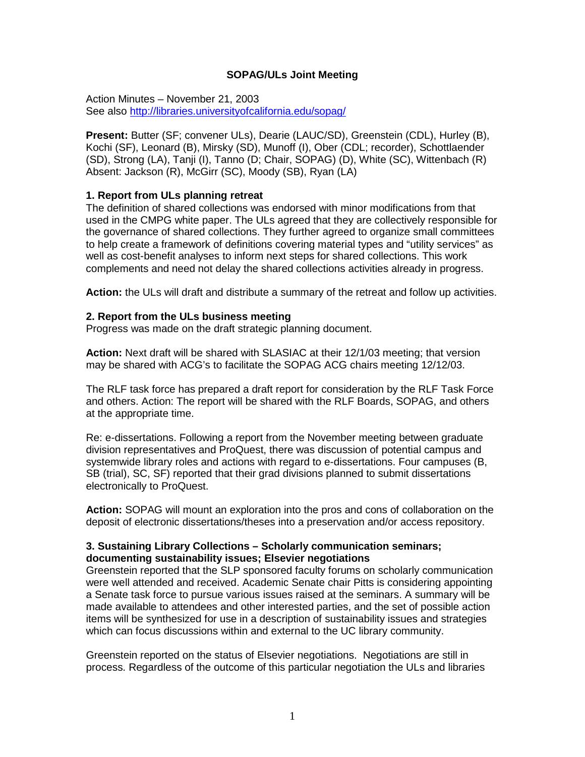# SOPAG/ULs Joint Meeting

Action Minutes – November 21, 2003
See also http://libraries.universityofcalifornia.edu/sopag/

**Present:** Butter (SF; convener ULs), Dearie (LAUC/SD), Greenstein (CDL), Hurley (B), Kochi (SF), Leonard (B), Mirsky (SD), Munoff (I), Ober (CDL; recorder), Schottlaender (SD), Strong (LA), Tanji (I), Tanno (D; Chair, SOPAG) (D), White (SC), Wittenbach (R)
Absent: Jackson (R), McGirr (SC), Moody (SB), Ryan (LA)

### 1. Report from ULs planning retreat

The definition of shared collections was endorsed with minor modifications from that used in the CMPG white paper. The ULs agreed that they are collectively responsible for the governance of shared collections. They further agreed to organize small committees to help create a framework of definitions covering material types and "utility services" as well as cost-benefit analyses to inform next steps for shared collections. This work complements and need not delay the shared collections activities already in progress.

**Action:** the ULs will draft and distribute a summary of the retreat and follow up activities.

### 2. Report from the ULs business meeting

Progress was made on the draft strategic planning document.

**Action:** Next draft will be shared with SLASIAC at their 12/1/03 meeting; that version may be shared with ACG's to facilitate the SOPAG ACG chairs meeting 12/12/03.

The RLF task force has prepared a draft report for consideration by the RLF Task Force and others. Action: The report will be shared with the RLF Boards, SOPAG, and others at the appropriate time.

Re: e-dissertations. Following a report from the November meeting between graduate division representatives and ProQuest, there was discussion of potential campus and systemwide library roles and actions with regard to e-dissertations. Four campuses (B, SB (trial), SC, SF) reported that their grad divisions planned to submit dissertations electronically to ProQuest.

**Action:** SOPAG will mount an exploration into the pros and cons of collaboration on the deposit of electronic dissertations/theses into a preservation and/or access repository.

### 3. Sustaining Library Collections – Scholarly communication seminars; documenting sustainability issues; Elsevier negotiations

Greenstein reported that the SLP sponsored faculty forums on scholarly communication were well attended and received. Academic Senate chair Pitts is considering appointing a Senate task force to pursue various issues raised at the seminars. A summary will be made available to attendees and other interested parties, and the set of possible action items will be synthesized for use in a description of sustainability issues and strategies which can focus discussions within and external to the UC library community.

Greenstein reported on the status of Elsevier negotiations. Negotiations are still in process. Regardless of the outcome of this particular negotiation the ULs and libraries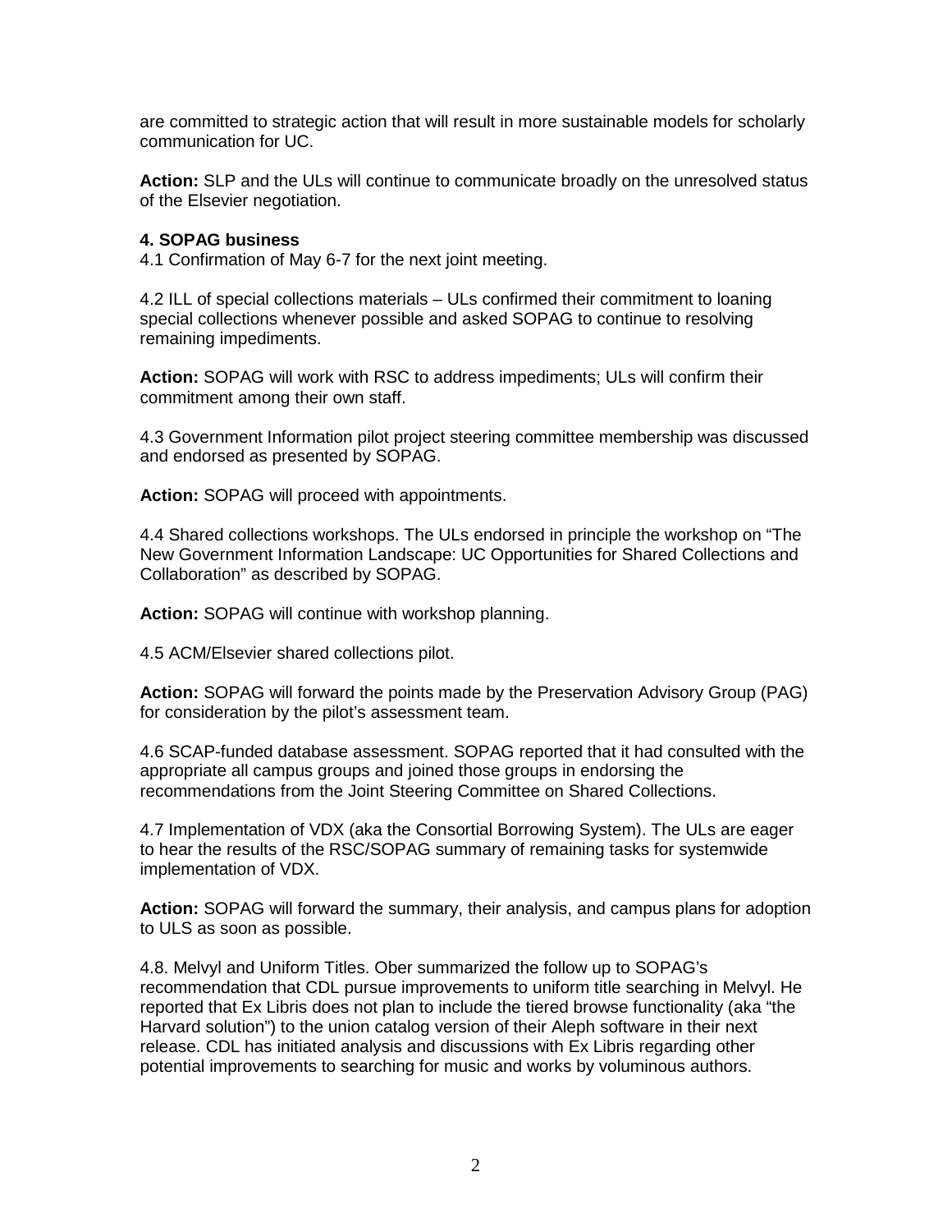are committed to strategic action that will result in more sustainable models for scholarly communication for UC.

**Action:** SLP and the ULs will continue to communicate broadly on the unresolved status of the Elsevier negotiation.

**4. SOPAG business**

4.1 Confirmation of May 6-7 for the next joint meeting.

4.2 ILL of special collections materials – ULs confirmed their commitment to loaning special collections whenever possible and asked SOPAG to continue to resolving remaining impediments.

**Action:** SOPAG will work with RSC to address impediments; ULs will confirm their commitment among their own staff.

4.3 Government Information pilot project steering committee membership was discussed and endorsed as presented by SOPAG.

**Action:** SOPAG will proceed with appointments.

4.4 Shared collections workshops. The ULs endorsed in principle the workshop on "The New Government Information Landscape: UC Opportunities for Shared Collections and Collaboration" as described by SOPAG.

**Action:** SOPAG will continue with workshop planning.

4.5 ACM/Elsevier shared collections pilot.

**Action:** SOPAG will forward the points made by the Preservation Advisory Group (PAG) for consideration by the pilot's assessment team.

4.6 SCAP-funded database assessment. SOPAG reported that it had consulted with the appropriate all campus groups and joined those groups in endorsing the recommendations from the Joint Steering Committee on Shared Collections.

4.7 Implementation of VDX (aka the Consortial Borrowing System). The ULs are eager to hear the results of the RSC/SOPAG summary of remaining tasks for systemwide implementation of VDX.

**Action:** SOPAG will forward the summary, their analysis, and campus plans for adoption to ULS as soon as possible.

4.8. Melvyl and Uniform Titles. Ober summarized the follow up to SOPAG's recommendation that CDL pursue improvements to uniform title searching in Melvyl. He reported that Ex Libris does not plan to include the tiered browse functionality (aka "the Harvard solution") to the union catalog version of their Aleph software in their next release. CDL has initiated analysis and discussions with Ex Libris regarding other potential improvements to searching for music and works by voluminous authors.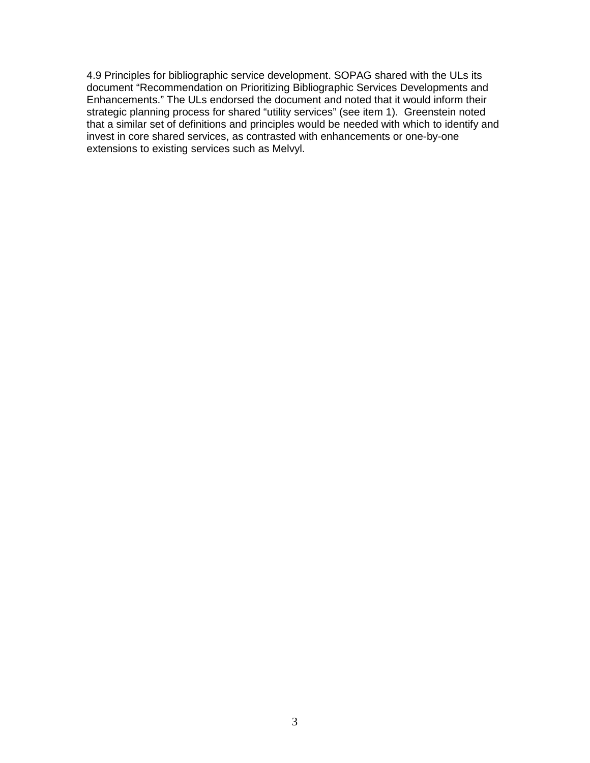4.9 Principles for bibliographic service development. SOPAG shared with the ULs its document "Recommendation on Prioritizing Bibliographic Services Developments and Enhancements." The ULs endorsed the document and noted that it would inform their strategic planning process for shared "utility services" (see item 1). Greenstein noted that a similar set of definitions and principles would be needed with which to identify and invest in core shared services, as contrasted with enhancements or one-by-one extensions to existing services such as Melvyl.